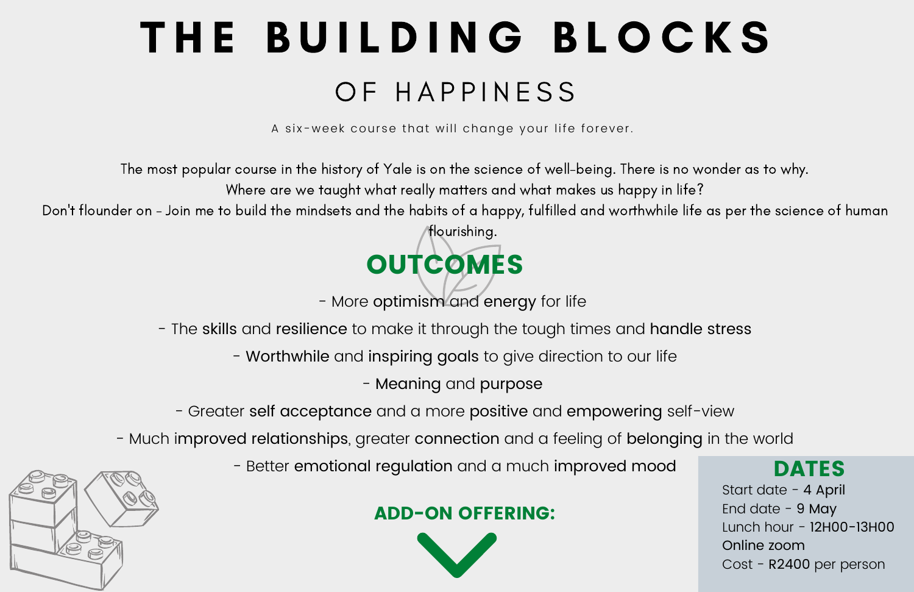# THE BUILDING BLOCKS

## OF HAPPINESS

A six-week course that will change your life forever.

The most popular course in the history of Yale is on the science of well-being. There is no wonder as to why.
Where are we taught what really matters and what makes us happy in life?
Don't flounder on - Join me to build the mindsets and the habits of a happy, fulfilled and worthwhile life as per the science of human flourishing.

## OUTCOMES

- More **optimism** and **energy** for life
- The **skills** and **resilience** to make it through the tough times and **handle stress**
- **Worthwhile** and **inspiring goals** to give direction to our life
- **Meaning** and **purpose**
- Greater **self acceptance** and a more **positive** and **empowering** self-view
- Much **improved relationships**, greater **connection** and a feeling of **belonging** in the world
- Better **emotional regulation** and a much **improved mood**

## ADD-ON OFFERING:

## DATES

Start date - **4 April**
End date - **9 May**
Lunch hour - **12H00-13H00**
**Online zoom**
Cost - **R2400** per person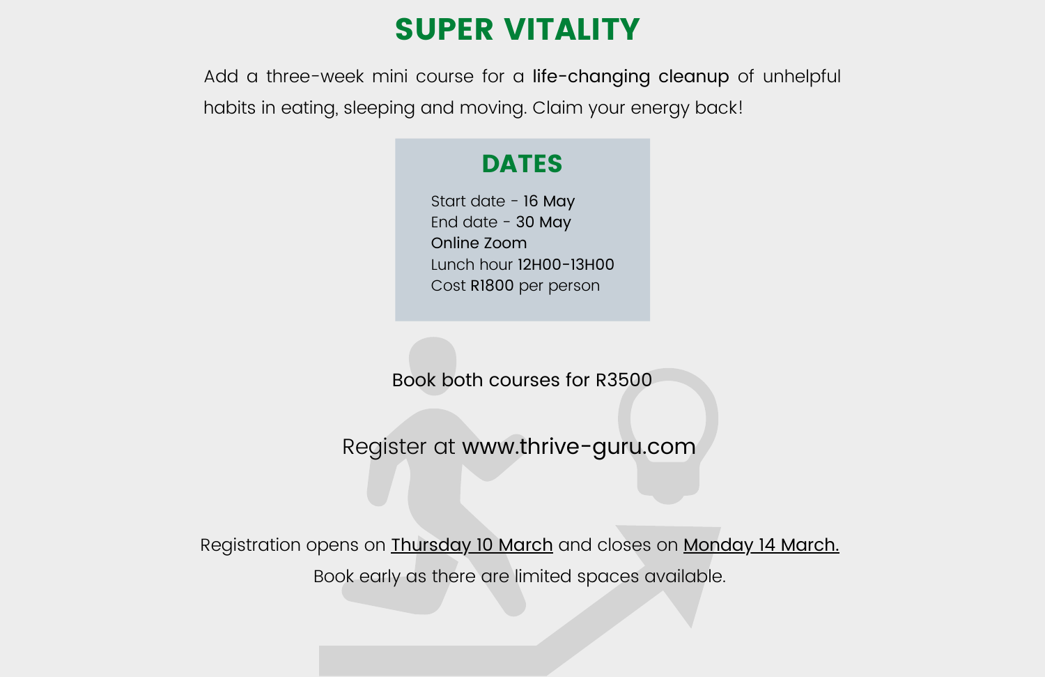# SUPER VITALITY

Add a three-week mini course for a **life-changing cleanup** of unhelpful habits in eating, sleeping and moving. Claim your energy back!

## DATES

Start date - **16 May**
End date - **30 May**
**Online Zoom**
Lunch hour **12H00-13H00**
Cost **R1800** per person

Book both courses for R3500

Register at **www.thrive-guru.com**

Registration opens on Thursday 10 March and closes on Monday 14 March.
Book early as there are limited spaces available.